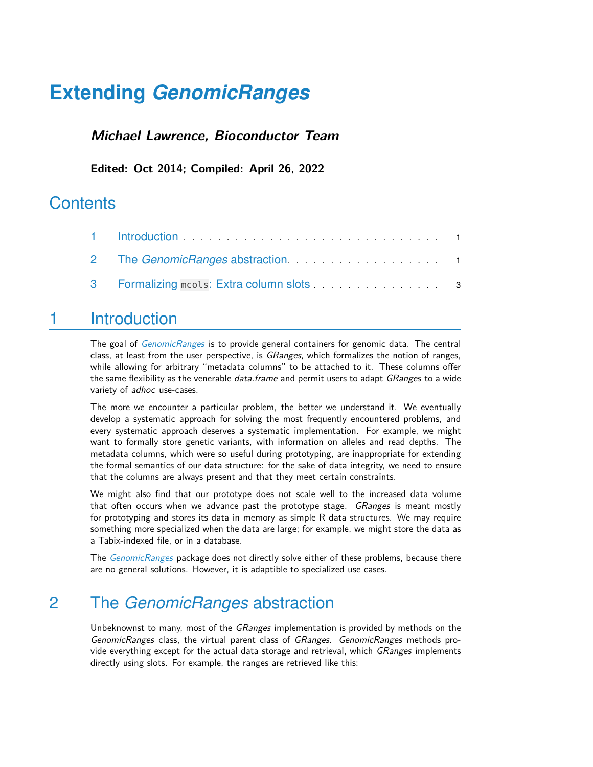# Extending *GenomicRanges*

***Michael Lawrence, Bioconductor Team***

**Edited: Oct 2014; Compiled: April 26, 2022**

## Contents

1 Introduction . . . . . . . . . . . . . . . . . . . . . . . . . . . . . . 1

2 The *GenomicRanges* abstraction . . . . . . . . . . . . . . . . . . . 1

3 Formalizing `mcols`: Extra column slots . . . . . . . . . . . . . . . . 3

## 1 Introduction

The goal of *GenomicRanges* is to provide general containers for genomic data. The central class, at least from the user perspective, is *GRanges*, which formalizes the notion of ranges, while allowing for arbitrary "metadata columns" to be attached to it. These columns offer the same flexibility as the venerable *data.frame* and permit users to adapt *GRanges* to a wide variety of *adhoc* use-cases.

The more we encounter a particular problem, the better we understand it. We eventually develop a systematic approach for solving the most frequently encountered problems, and every systematic approach deserves a systematic implementation. For example, we might want to formally store genetic variants, with information on alleles and read depths. The metadata columns, which were so useful during prototyping, are inappropriate for extending the formal semantics of our data structure: for the sake of data integrity, we need to ensure that the columns are always present and that they meet certain constraints.

We might also find that our prototype does not scale well to the increased data volume that often occurs when we advance past the prototype stage. *GRanges* is meant mostly for prototyping and stores its data in memory as simple R data structures. We may require something more specialized when the data are large; for example, we might store the data as a Tabix-indexed file, or in a database.

The *GenomicRanges* package does not directly solve either of these problems, because there are no general solutions. However, it is adaptible to specialized use cases.

## 2 The *GenomicRanges* abstraction

Unbeknownst to many, most of the *GRanges* implementation is provided by methods on the *GenomicRanges* class, the virtual parent class of *GRanges*. *GenomicRanges* methods provide everything except for the actual data storage and retrieval, which *GRanges* implements directly using slots. For example, the ranges are retrieved like this: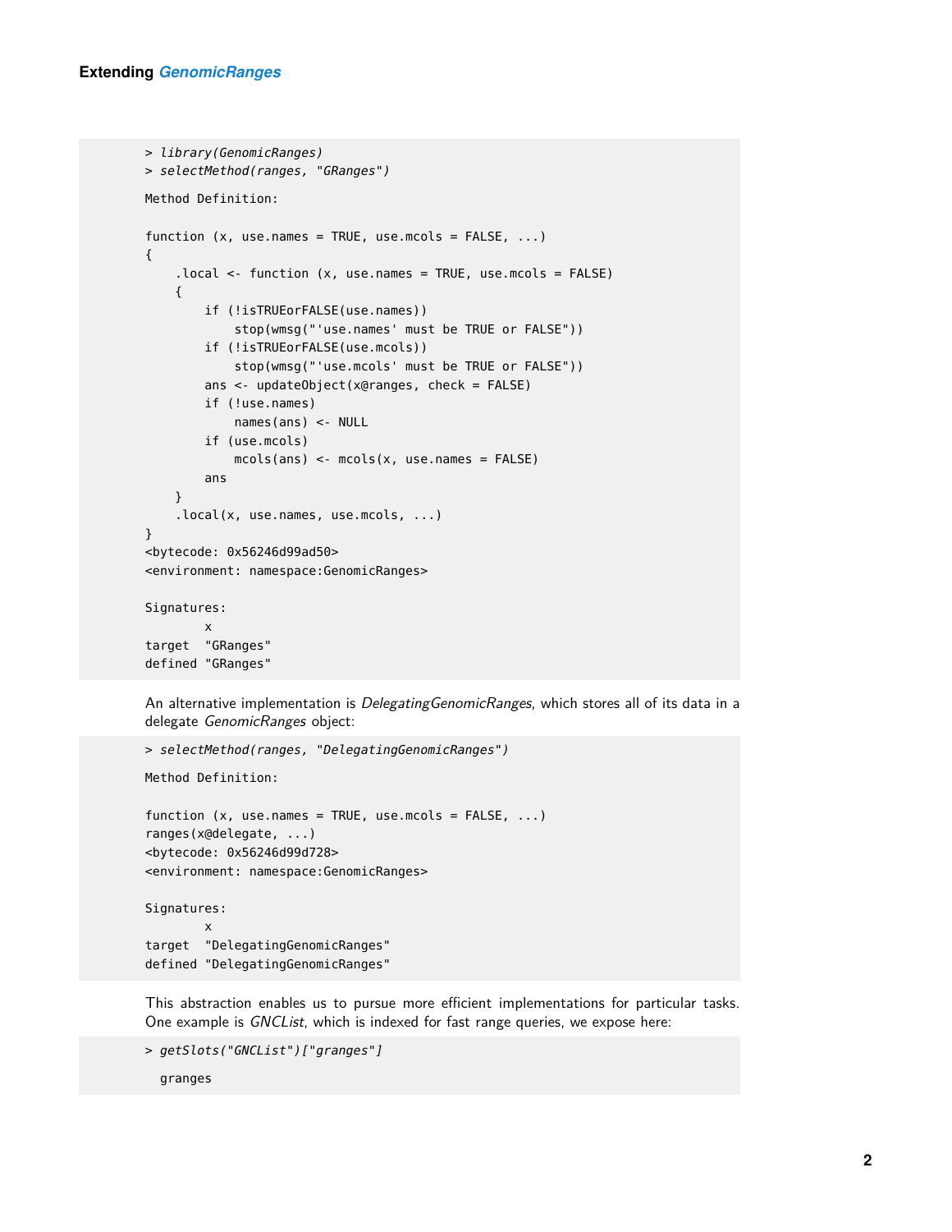```
> library(GenomicRanges)
> selectMethod(ranges, "GRanges")

Method Definition:

function (x, use.names = TRUE, use.mcols = FALSE, ...)
{
    .local <- function (x, use.names = TRUE, use.mcols = FALSE)
    {
        if (!isTRUEorFALSE(use.names))
            stop(wmsg("'use.names' must be TRUE or FALSE"))
        if (!isTRUEorFALSE(use.mcols))
            stop(wmsg("'use.mcols' must be TRUE or FALSE"))
        ans <- updateObject(x@ranges, check = FALSE)
        if (!use.names)
            names(ans) <- NULL
        if (use.mcols)
            mcols(ans) <- mcols(x, use.names = FALSE)
        ans
    }
    .local(x, use.names, use.mcols, ...)
}
<bytecode: 0x56246d99ad50>
<environment: namespace:GenomicRanges>

Signatures:
        x
target  "GRanges"
defined "GRanges"
```

An alternative implementation is *DelegatingGenomicRanges*, which stores all of its data in a delegate *GenomicRanges* object:

```
> selectMethod(ranges, "DelegatingGenomicRanges")

Method Definition:

function (x, use.names = TRUE, use.mcols = FALSE, ...)
ranges(x@delegate, ...)
<bytecode: 0x56246d99d728>
<environment: namespace:GenomicRanges>

Signatures:
        x
target  "DelegatingGenomicRanges"
defined "DelegatingGenomicRanges"
```

This abstraction enables us to pursue more efficient implementations for particular tasks. One example is *GNCList*, which is indexed for fast range queries, we expose here:

```
> getSlots("GNCList")["granges"]

  granges
```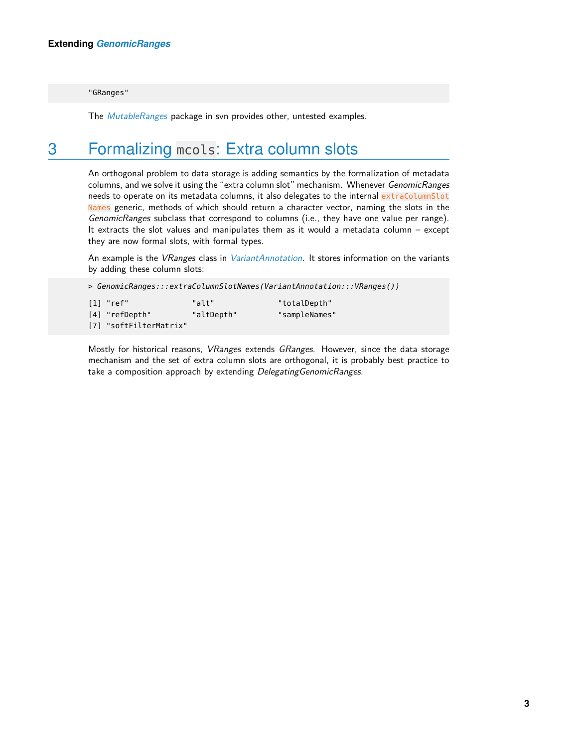```
"GRanges"
```

The *MutableRanges* package in svn provides other, untested examples.

# 3 Formalizing `mcols`: Extra column slots

An orthogonal problem to data storage is adding semantics by the formalization of metadata columns, and we solve it using the "extra column slot" mechanism. Whenever *GenomicRanges* needs to operate on its metadata columns, it also delegates to the internal `extraColumnSlotNames` generic, methods of which should return a character vector, naming the slots in the *GenomicRanges* subclass that correspond to columns (i.e., they have one value per range). It extracts the slot values and manipulates them as it would a metadata column – except they are now formal slots, with formal types.

An example is the *VRanges* class in *VariantAnnotation*. It stores information on the variants by adding these column slots:

```
> GenomicRanges:::extraColumnSlotNames(VariantAnnotation::VRanges())

[1] "ref"              "alt"              "totalDepth"
[4] "refDepth"         "altDepth"         "sampleNames"
[7] "softFilterMatrix"
```

Mostly for historical reasons, *VRanges* extends *GRanges*. However, since the data storage mechanism and the set of extra column slots are orthogonal, it is probably best practice to take a composition approach by extending *DelegatingGenomicRanges*.